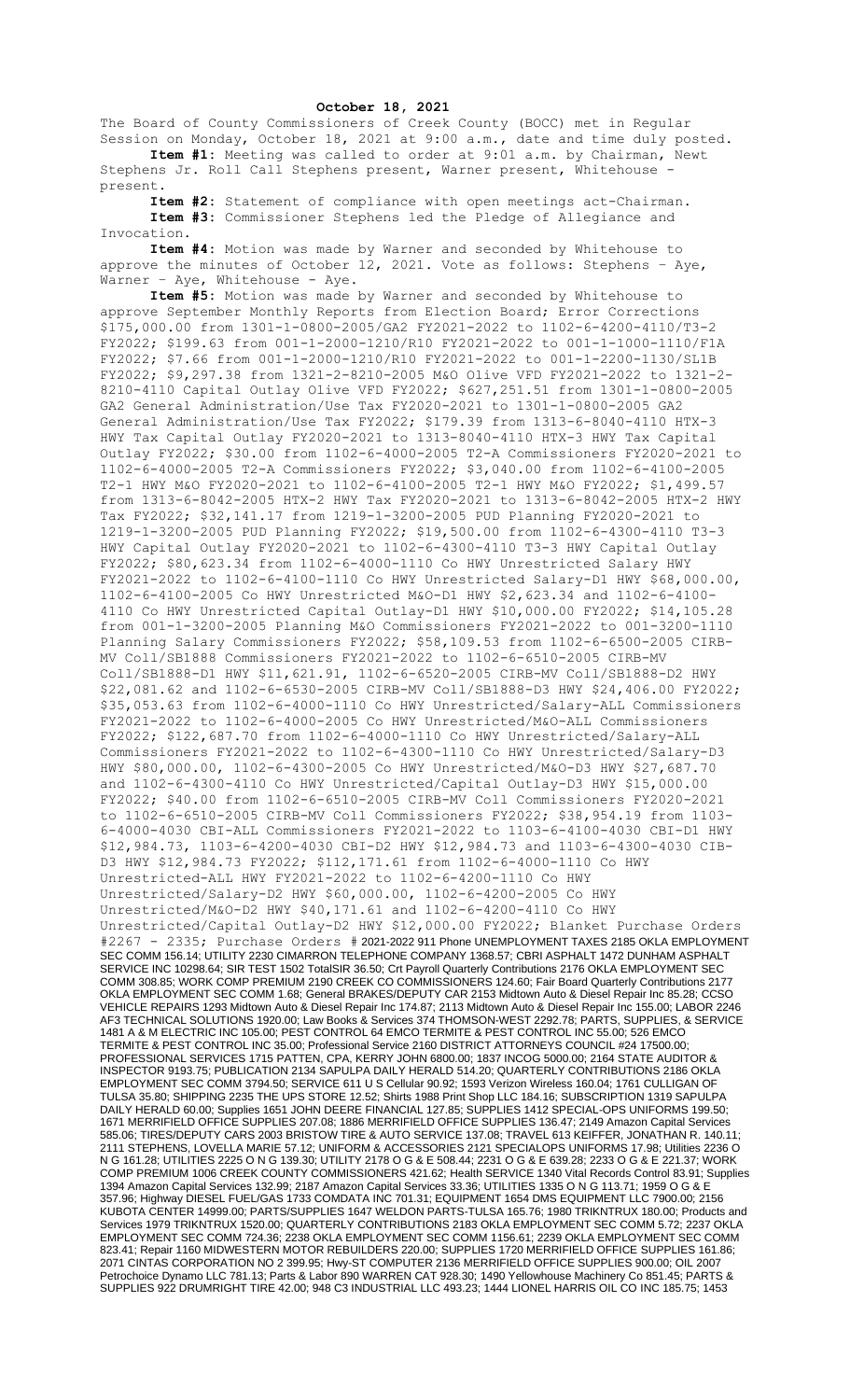**October 18, 2021**

The Board of County Commissioners of Creek County (BOCC) met in Regular Session on Monday, October 18, 2021 at 9:00 a.m., date and time duly posted.

**Item #1:** Meeting was called to order at 9:01 a.m. by Chairman, Newt Stephens Jr. Roll Call Stephens present, Warner present, Whitehouse - present.

**Item #2:** Statement of compliance with open meetings act-Chairman.

**Item #3:** Commissioner Stephens led the Pledge of Allegiance and Invocation.

**Item #4:** Motion was made by Warner and seconded by Whitehouse to approve the minutes of October 12, 2021. Vote as follows: Stephens – Aye, Warner – Aye, Whitehouse - Aye.

**Item #5:** Motion was made by Warner and seconded by Whitehouse to approve September Monthly Reports from Election Board; Error Corrections $175,000.00 from 1301-1-0800-2005/GA2 FY2021-2022 to 1102-6-4200-4110/T3-2 FY2022; $199.63 from 001-1-2000-1210/R10 FY2021-2022 to 001-1-1000-1110/F1A FY2022; $7.66 from 001-1-2000-1210/R10 FY2021-2022 to 001-1-2200-1130/SL1B FY2022; $9,297.38 from 1321-2-8210-2005 M&O Olive VFD FY2021-2022 to 1321-2-8210-4110 Capital Outlay Olive VFD FY2022; $627,251.51 from 1301-1-0800-2005 GA2 General Administration/Use Tax FY2020-2021 to 1301-1-0800-2005 GA2 General Administration/Use Tax FY2022; $179.39 from 1313-6-8040-4110 HTX-3 HWY Tax Capital Outlay FY2020-2021 to 1313-8040-4110 HTX-3 HWY Tax Capital Outlay FY2022; $30.00 from 1102-6-4000-2005 T2-A Commissioners FY2020-2021 to 1102-6-4000-2005 T2-A Commissioners FY2022; $3,040.00 from 1102-6-4100-2005 T2-1 HWY M&O FY2020-2021 to 1102-6-4100-2005 T2-1 HWY M&O FY2022; $1,499.57 from 1313-6-8042-2005 HTX-2 HWY Tax FY2020-2021 to 1313-6-8042-2005 HTX-2 HWY Tax FY2022; $32,141.17 from 1219-1-3200-2005 PUD Planning FY2020-2021 to 1219-1-3200-2005 PUD Planning FY2022; $19,500.00 from 1102-6-4300-4110 T3-3 HWY Capital Outlay FY2020-2021 to 1102-6-4300-4110 T3-3 HWY Capital Outlay FY2022; $80,623.34 from 1102-6-4000-1110 Co HWY Unrestricted Salary HWY FY2021-2022 to 1102-6-4100-1110 Co HWY Unrestricted Salary-D1 HWY $68,000.00, 1102-6-4100-2005 Co HWY Unrestricted M&O-D1 HWY $2,623.34 and 1102-6-4100-4110 Co HWY Unrestricted Capital Outlay-D1 HWY $10,000.00 FY2022; $14,105.28 from 001-1-3200-2005 Planning M&O Commissioners FY2021-2022 to 001-3200-1110 Planning Salary Commissioners FY2022; $58,109.53 from 1102-6-6500-2005 CIRB-MV Coll/SB1888 Commissioners FY2021-2022 to 1102-6-6510-2005 CIRB-MV Coll/SB1888-D1 HWY $11,621.91, 1102-6-6520-2005 CIRB-MV Coll/SB1888-D2 HWY $22,081.62 and 1102-6-6530-2005 CIRB-MV Coll/SB1888-D3 HWY $24,406.00 FY2022; $35,053.63 from 1102-6-4000-1110 Co HWY Unrestricted/Salary-ALL Commissioners FY2021-2022 to 1102-6-4000-2005 Co HWY Unrestricted/M&O-ALL Commissioners FY2022; $122,687.70 from 1102-6-4000-1110 Co HWY Unrestricted/Salary-ALL Commissioners FY2021-2022 to 1102-6-4300-1110 Co HWY Unrestricted/Salary-D3 HWY $80,000.00, 1102-6-4300-2005 Co HWY Unrestricted/M&O-D3 HWY $27,687.70 and 1102-6-4300-4110 Co HWY Unrestricted/Capital Outlay-D3 HWY $15,000.00 FY2022; $40.00 from 1102-6-6510-2005 CIRB-MV Coll Commissioners FY2020-2021 to 1102-6-6510-2005 CIRB-MV Coll Commissioners FY2022; $38,954.19 from 1103-6-4000-4030 CBI-ALL Commissioners FY2021-2022 to 1103-6-4100-4030 CBI-D1 HWY $12,984.73, 1103-6-4200-4030 CBI-D2 HWY $12,984.73 and 1103-6-4300-4030 CIB-D3 HWY $12,984.73 FY2022; $112,171.61 from 1102-6-4000-1110 Co HWY Unrestricted-ALL HWY FY2021-2022 to 1102-6-4200-1110 Co HWY Unrestricted/Salary-D2 HWY $60,000.00, 1102-6-4200-2005 Co HWY Unrestricted/M&O-D2 HWY $40,171.61 and 1102-6-4200-4110 Co HWY Unrestricted/Capital Outlay-D2 HWY $12,000.00 FY2022; Blanket Purchase Orders #2267 - 2335; Purchase Orders # 2021-2022 911 Phone UNEMPLOYMENT TAXES 2185 OKLA EMPLOYMENT SEC COMM 156.14; UTILITY 2230 CIMARRON TELEPHONE COMPANY 1368.57; CBRI ASPHALT 1472 DUNHAM ASPHALT SERVICE INC 10298.64; SIR TEST 1502 TotalSIR 36.50; Crt Payroll Quarterly Contributions 2176 OKLA EMPLOYMENT SEC COMM 308.85; WORK COMP PREMIUM 2190 CREEK CO COMMISSIONERS 124.60; Fair Board Quarterly Contributions 2177 OKLA EMPLOYMENT SEC COMM 1.68; General BRAKES/DEPUTY CAR 2153 Midtown Auto & Diesel Repair Inc 85.28; CCSO VEHICLE REPAIRS 1293 Midtown Auto & Diesel Repair Inc 174.87; 2113 Midtown Auto & Diesel Repair Inc 155.00; LABOR 2246 AF3 TECHNICAL SOLUTIONS 1920.00; Law Books & Services 374 THOMSON-WEST 2292.78; PARTS, SUPPLIES, & SERVICE 1481 A & M ELECTRIC INC 105.00; PEST CONTROL 64 EMCO TERMITE & PEST CONTROL INC 55.00; 526 EMCO TERMITE & PEST CONTROL INC 35.00; Professional Service 2160 DISTRICT ATTORNEYS COUNCIL #24 17500.00; PROFESSIONAL SERVICES 1715 PATTEN, CPA, KERRY JOHN 6800.00; 1837 INCOG 5000.00; 2164 STATE AUDITOR & INSPECTOR 9193.75; PUBLICATION 2134 SAPULPA DAILY HERALD 514.20; QUARTERLY CONTRIBUTIONS 2186 OKLA EMPLOYMENT SEC COMM 3794.50; SERVICE 611 U S Cellular 90.92; 1593 Verizon Wireless 160.04; 1761 CULLIGAN OF TULSA 35.80; SHIPPING 2235 THE UPS STORE 12.52; Shirts 1988 Print Shop LLC 184.16; SUBSCRIPTION 1319 SAPULPA DAILY HERALD 60.00; Supplies 1651 JOHN DEERE FINANCIAL 127.85; SUPPLIES 1412 SPECIAL-OPS UNIFORMS 199.50; 1671 MERRIFIELD OFFICE SUPPLIES 207.08; 1886 MERRIFIELD OFFICE SUPPLIES 136.47; 2149 Amazon Capital Services 585.06; TIRES/DEPUTY CARS 2003 BRISTOW TIRE & AUTO SERVICE 137.08; TRAVEL 613 KEIFFER, JONATHAN R. 140.11; 2111 STEPHENS, LOVELLA MARIE 57.12; UNIFORM & ACCESSORIES 2121 SPECIALOPS UNIFORMS 17.98; Utilities 2236 O N G 161.28; UTILITIES 2225 O N G 139.30; UTILITY 2178 O G & E 508.44; 2231 O G & E 639.28; 2233 O G & E 221.37; WORK COMP PREMIUM 1006 CREEK COUNTY COMMISSIONERS 421.62; Health SERVICE 1340 Vital Records Control 83.91; Supplies 1394 Amazon Capital Services 132.99; 2187 Amazon Capital Services 33.36; UTILITIES 1335 O N G 113.71; 1959 O G & E 357.96; Highway DIESEL FUEL/GAS 1733 COMDATA INC 701.31; EQUIPMENT 1654 DMS EQUIPMENT LLC 7900.00; 2156 KUBOTA CENTER 14999.00; PARTS/SUPPLIES 1647 WELDON PARTS-TULSA 165.76; 1980 TRIKNTRUX 180.00; Products and Services 1979 TRIKNTRUX 1520.00; QUARTERLY CONTRIBUTIONS 2183 OKLA EMPLOYMENT SEC COMM 5.72; 2237 OKLA EMPLOYMENT SEC COMM 724.36; 2238 OKLA EMPLOYMENT SEC COMM 1156.61; 2239 OKLA EMPLOYMENT SEC COMM 823.41; Repair 1160 MIDWESTERN MOTOR REBUILDERS 220.00; SUPPLIES 1720 MERRIFIELD OFFICE SUPPLIES 161.86; 2071 CINTAS CORPORATION NO 2 399.95; Hwy-ST COMPUTER 2136 MERRIFIELD OFFICE SUPPLIES 900.00; OIL 2007 Petrochoice Dynamo LLC 781.13; Parts & Labor 890 WARREN CAT 928.30; 1490 Yellowhouse Machinery Co 851.45; PARTS & SUPPLIES 922 DRUMRIGHT TIRE 42.00; 948 C3 INDUSTRIAL LLC 493.23; 1444 LIONEL HARRIS OIL CO INC 185.75; 1453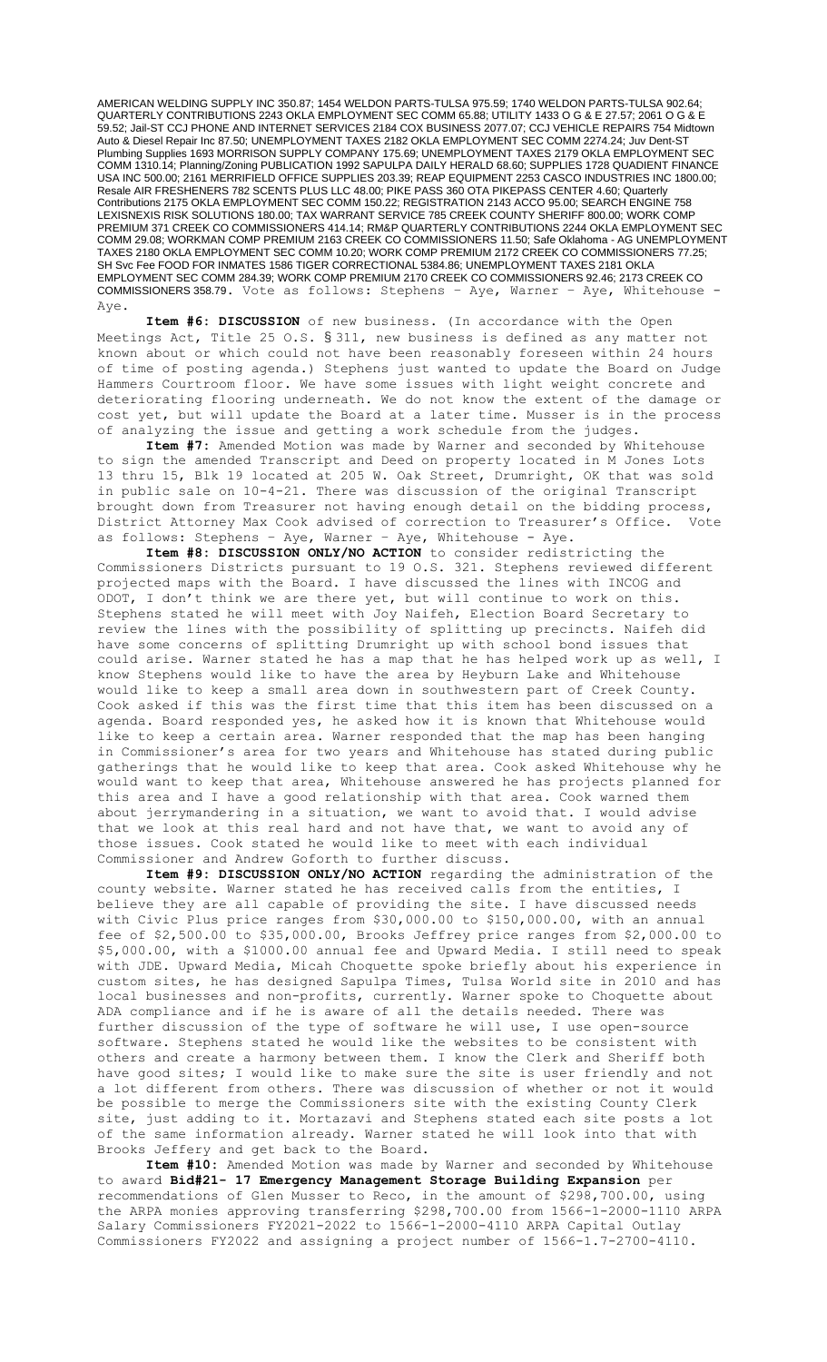AMERICAN WELDING SUPPLY INC 350.87; 1454 WELDON PARTS-TULSA 975.59; 1740 WELDON PARTS-TULSA 902.64; QUARTERLY CONTRIBUTIONS 2243 OKLA EMPLOYMENT SEC COMM 65.88; UTILITY 1433 O G & E 27.57; 2061 O G & E 59.52; Jail-ST CCJ PHONE AND INTERNET SERVICES 2184 COX BUSINESS 2077.07; CCJ VEHICLE REPAIRS 754 Midtown Auto & Diesel Repair Inc 87.50; UNEMPLOYMENT TAXES 2182 OKLA EMPLOYMENT SEC COMM 2274.24; Juv Dent-ST Plumbing Supplies 1693 MORRISON SUPPLY COMPANY 175.69; UNEMPLOYMENT TAXES 2179 OKLA EMPLOYMENT SEC COMM 1310.14; Planning/Zoning PUBLICATION 1992 SAPULPA DAILY HERALD 68.60; SUPPLIES 1728 QUADIENT FINANCE USA INC 500.00; 2161 MERRIFIELD OFFICE SUPPLIES 203.39; REAP EQUIPMENT 2253 CASCO INDUSTRIES INC 1800.00; Resale AIR FRESHENERS 782 SCENTS PLUS LLC 48.00; PIKE PASS 360 OTA PIKEPASS CENTER 4.60; Quarterly Contributions 2175 OKLA EMPLOYMENT SEC COMM 150.22; REGISTRATION 2143 ACCO 95.00; SEARCH ENGINE 758 LEXISNEXIS RISK SOLUTIONS 180.00; TAX WARRANT SERVICE 785 CREEK COUNTY SHERIFF 800.00; WORK COMP PREMIUM 371 CREEK CO COMMISSIONERS 414.14; RM&P QUARTERLY CONTRIBUTIONS 2244 OKLA EMPLOYMENT SEC COMM 29.08; WORKMAN COMP PREMIUM 2163 CREEK CO COMMISSIONERS 11.50; Safe Oklahoma - AG UNEMPLOYMENT TAXES 2180 OKLA EMPLOYMENT SEC COMM 10.20; WORK COMP PREMIUM 2172 CREEK CO COMMISSIONERS 77.25; SH Svc Fee FOOD FOR INMATES 1586 TIGER CORRECTIONAL 5384.86; UNEMPLOYMENT TAXES 2181 OKLA EMPLOYMENT SEC COMM 284.39; WORK COMP PREMIUM 2170 CREEK CO COMMISSIONERS 92.46; 2173 CREEK CO COMMISSIONERS 358.79. Vote as follows: Stephens – Aye, Warner – Aye, Whitehouse - Aye.

**Item #6: DISCUSSION** of new business. (In accordance with the Open Meetings Act, Title 25 O.S. § 311, new business is defined as any matter not known about or which could not have been reasonably foreseen within 24 hours of time of posting agenda.) Stephens just wanted to update the Board on Judge Hammers Courtroom floor. We have some issues with light weight concrete and deteriorating flooring underneath. We do not know the extent of the damage or cost yet, but will update the Board at a later time. Musser is in the process of analyzing the issue and getting a work schedule from the judges.

**Item #7:** Amended Motion was made by Warner and seconded by Whitehouse to sign the amended Transcript and Deed on property located in M Jones Lots 13 thru 15, Blk 19 located at 205 W. Oak Street, Drumright, OK that was sold in public sale on 10-4-21. There was discussion of the original Transcript brought down from Treasurer not having enough detail on the bidding process, District Attorney Max Cook advised of correction to Treasurer's Office. Vote as follows: Stephens – Aye, Warner – Aye, Whitehouse - Aye.

**Item #8: DISCUSSION ONLY/NO ACTION** to consider redistricting the Commissioners Districts pursuant to 19 O.S. 321. Stephens reviewed different projected maps with the Board. I have discussed the lines with INCOG and ODOT, I don't think we are there yet, but will continue to work on this. Stephens stated he will meet with Joy Naifeh, Election Board Secretary to review the lines with the possibility of splitting up precincts. Naifeh did have some concerns of splitting Drumright up with school bond issues that could arise. Warner stated he has a map that he has helped work up as well, I know Stephens would like to have the area by Heyburn Lake and Whitehouse would like to keep a small area down in southwestern part of Creek County. Cook asked if this was the first time that this item has been discussed on a agenda. Board responded yes, he asked how it is known that Whitehouse would like to keep a certain area. Warner responded that the map has been hanging in Commissioner's area for two years and Whitehouse has stated during public gatherings that he would like to keep that area. Cook asked Whitehouse why he would want to keep that area, Whitehouse answered he has projects planned for this area and I have a good relationship with that area. Cook warned them about jerrymandering in a situation, we want to avoid that. I would advise that we look at this real hard and not have that, we want to avoid any of those issues. Cook stated he would like to meet with each individual Commissioner and Andrew Goforth to further discuss.

**Item #9: DISCUSSION ONLY/NO ACTION** regarding the administration of the county website. Warner stated he has received calls from the entities, I believe they are all capable of providing the site. I have discussed needs with Civic Plus price ranges from $30,000.00 to $150,000.00, with an annual fee of $2,500.00 to $35,000.00, Brooks Jeffrey price ranges from $2,000.00 to $5,000.00, with a $1000.00 annual fee and Upward Media. I still need to speak with JDE. Upward Media, Micah Choquette spoke briefly about his experience in custom sites, he has designed Sapulpa Times, Tulsa World site in 2010 and has local businesses and non-profits, currently. Warner spoke to Choquette about ADA compliance and if he is aware of all the details needed. There was further discussion of the type of software he will use, I use open-source software. Stephens stated he would like the websites to be consistent with others and create a harmony between them. I know the Clerk and Sheriff both have good sites; I would like to make sure the site is user friendly and not a lot different from others. There was discussion of whether or not it would be possible to merge the Commissioners site with the existing County Clerk site, just adding to it. Mortazavi and Stephens stated each site posts a lot of the same information already. Warner stated he will look into that with Brooks Jeffery and get back to the Board.

**Item #10:** Amended Motion was made by Warner and seconded by Whitehouse to award **Bid#21- 17 Emergency Management Storage Building Expansion** per recommendations of Glen Musser to Reco, in the amount of $298,700.00, using the ARPA monies approving transferring $298,700.00 from 1566-1-2000-1110 ARPA Salary Commissioners FY2021-2022 to 1566-1-2000-4110 ARPA Capital Outlay Commissioners FY2022 and assigning a project number of 1566-1.7-2700-4110.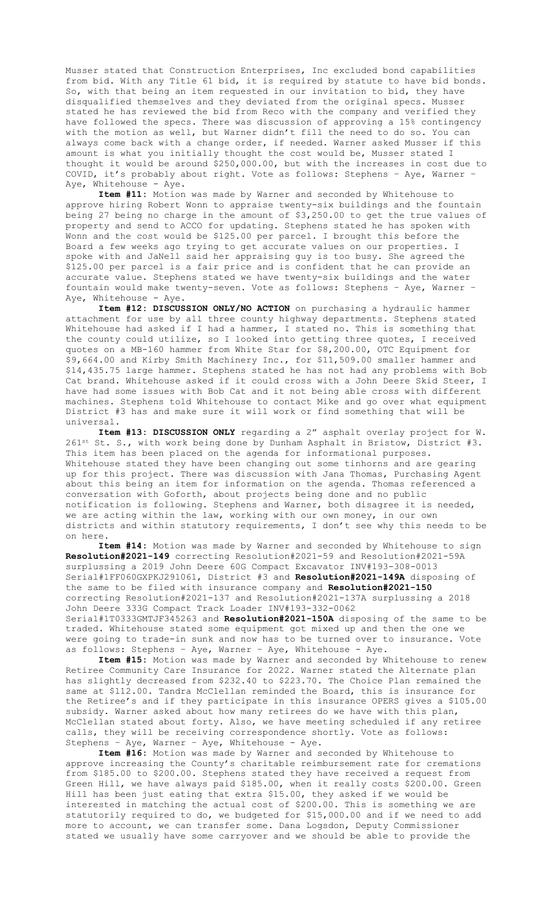Musser stated that Construction Enterprises, Inc excluded bond capabilities from bid. With any Title 61 bid, it is required by statute to have bid bonds. So, with that being an item requested in our invitation to bid, they have disqualified themselves and they deviated from the original specs. Musser stated he has reviewed the bid from Reco with the company and verified they have followed the specs. There was discussion of approving a 15% contingency with the motion as well, but Warner didn't fill the need to do so. You can always come back with a change order, if needed. Warner asked Musser if this amount is what you initially thought the cost would be, Musser stated I thought it would be around $250,000.00, but with the increases in cost due to COVID, it's probably about right. Vote as follows: Stephens – Aye, Warner – Aye, Whitehouse - Aye.

**Item #11:** Motion was made by Warner and seconded by Whitehouse to approve hiring Robert Wonn to appraise twenty-six buildings and the fountain being 27 being no charge in the amount of $3,250.00 to get the true values of property and send to ACCO for updating. Stephens stated he has spoken with Wonn and the cost would be $125.00 per parcel. I brought this before the Board a few weeks ago trying to get accurate values on our properties. I spoke with and JaNell said her appraising guy is too busy. She agreed the $125.00 per parcel is a fair price and is confident that he can provide an accurate value. Stephens stated we have twenty-six buildings and the water fountain would make twenty-seven. Vote as follows: Stephens – Aye, Warner – Aye, Whitehouse - Aye.

**Item #12: DISCUSSION ONLY/NO ACTION** on purchasing a hydraulic hammer attachment for use by all three county highway departments. Stephens stated Whitehouse had asked if I had a hammer, I stated no. This is something that the county could utilize, so I looked into getting three quotes, I received quotes on a MB-160 hammer from White Star for $8,200.00, OTC Equipment for $9,664.00 and Kirby Smith Machinery Inc., for $11,509.00 smaller hammer and $14,435.75 large hammer. Stephens stated he has not had any problems with Bob Cat brand. Whitehouse asked if it could cross with a John Deere Skid Steer, I have had some issues with Bob Cat and it not being able cross with different machines. Stephens told Whitehouse to contact Mike and go over what equipment District #3 has and make sure it will work or find something that will be universal.

**Item #13: DISCUSSION ONLY** regarding a 2" asphalt overlay project for W. 261st St. S., with work being done by Dunham Asphalt in Bristow, District #3. This item has been placed on the agenda for informational purposes. Whitehouse stated they have been changing out some tinhorns and are gearing up for this project. There was discussion with Jana Thomas, Purchasing Agent about this being an item for information on the agenda. Thomas referenced a conversation with Goforth, about projects being done and no public notification is following. Stephens and Warner, both disagree it is needed, we are acting within the law, working with our own money, in our own districts and within statutory requirements, I don't see why this needs to be on here.

**Item #14:** Motion was made by Warner and seconded by Whitehouse to sign **Resolution#2021-149** correcting Resolution#2021-59 and Resolution#2021-59A surplussing a 2019 John Deere 60G Compact Excavator INV#193-308-0013 Serial#1FF060GXPKJ291061, District #3 and **Resolution#2021-149A** disposing of the same to be filed with insurance company and **Resolution#2021-150** correcting Resolution#2021-137 and Resolution#2021-137A surplussing a 2018 John Deere 333G Compact Track Loader INV#193-332-0062 Serial#1T0333GMTJF345263 and **Resolution#2021-150A** disposing of the same to be traded. Whitehouse stated some equipment got mixed up and then the one we were going to trade-in sunk and now has to be turned over to insurance. Vote as follows: Stephens – Aye, Warner – Aye, Whitehouse - Aye.

**Item #15:** Motion was made by Warner and seconded by Whitehouse to renew Retiree Community Care Insurance for 2022. Warner stated the Alternate plan has slightly decreased from $232.40 to $223.70. The Choice Plan remained the same at $112.00. Tandra McClellan reminded the Board, this is insurance for the Retiree's and if they participate in this insurance OPERS gives a $105.00 subsidy. Warner asked about how many retirees do we have with this plan, McClellan stated about forty. Also, we have meeting scheduled if any retiree calls, they will be receiving correspondence shortly. Vote as follows: Stephens – Aye, Warner – Aye, Whitehouse - Aye.

**Item #16:** Motion was made by Warner and seconded by Whitehouse to approve increasing the County's charitable reimbursement rate for cremations from $185.00 to $200.00. Stephens stated they have received a request from Green Hill, we have always paid $185.00, when it really costs $200.00. Green Hill has been just eating that extra $15.00, they asked if we would be interested in matching the actual cost of $200.00. This is something we are statutorily required to do, we budgeted for $15,000.00 and if we need to add more to account, we can transfer some. Dana Logsdon, Deputy Commissioner stated we usually have some carryover and we should be able to provide the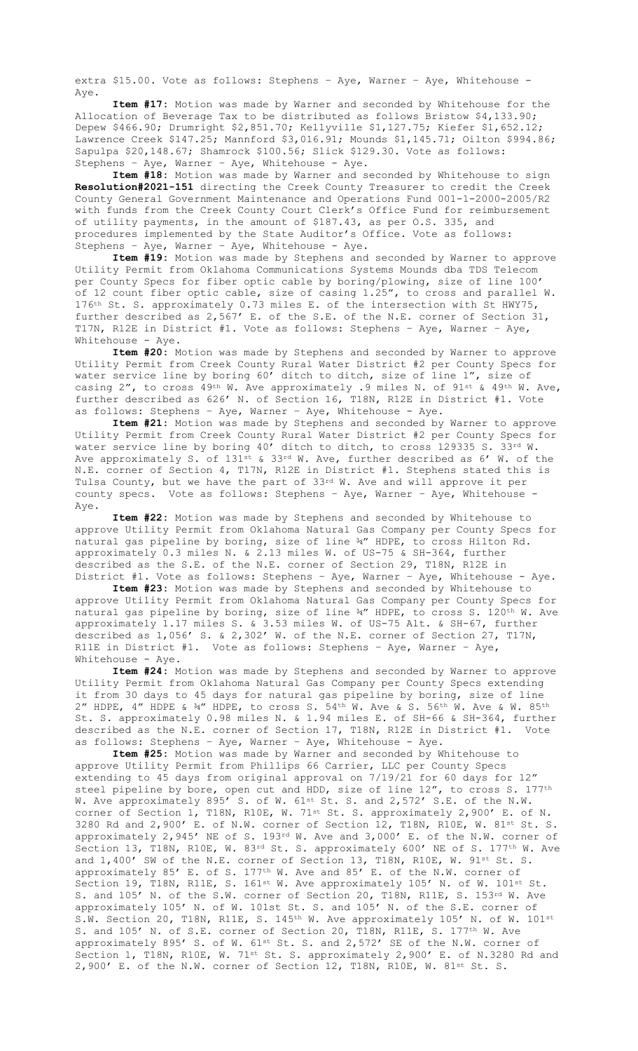extra $15.00. Vote as follows: Stephens – Aye, Warner – Aye, Whitehouse - Aye.

**Item #17:** Motion was made by Warner and seconded by Whitehouse for the Allocation of Beverage Tax to be distributed as follows Bristow $4,133.90; Depew $466.90; Drumright $2,851.70; Kellyville $1,127.75; Kiefer $1,652.12; Lawrence Creek $147.25; Mannford $3,016.91; Mounds $1,145.71; Oilton $994.86; Sapulpa $20,148.67; Shamrock $100.56; Slick $129.30. Vote as follows: Stephens – Aye, Warner – Aye, Whitehouse - Aye.

**Item #18:** Motion was made by Warner and seconded by Whitehouse to sign **Resolution#2021-151** directing the Creek County Treasurer to credit the Creek County General Government Maintenance and Operations Fund 001-1-2000-2005/R2 with funds from the Creek County Court Clerk's Office Fund for reimbursement of utility payments, in the amount of $187.43, as per O.S. 335, and procedures implemented by the State Auditor's Office. Vote as follows: Stephens – Aye, Warner – Aye, Whitehouse - Aye.

**Item #19:** Motion was made by Stephens and seconded by Warner to approve Utility Permit from Oklahoma Communications Systems Mounds dba TDS Telecom per County Specs for fiber optic cable by boring/plowing, size of line 100' of 12 count fiber optic cable, size of casing 1.25", to cross and parallel W. 176th St. S. approximately 0.73 miles E. of the intersection with St HWY75, further described as 2,567' E. of the S.E. of the N.E. corner of Section 31, T17N, R12E in District #1. Vote as follows: Stephens – Aye, Warner – Aye, Whitehouse - Aye.

**Item #20:** Motion was made by Stephens and seconded by Warner to approve Utility Permit from Creek County Rural Water District #2 per County Specs for water service line by boring 60' ditch to ditch, size of line 1", size of casing 2", to cross 49th W. Ave approximately .9 miles N. of 91st & 49th W. Ave, further described as 626' N. of Section 16, T18N, R12E in District #1. Vote as follows: Stephens – Aye, Warner – Aye, Whitehouse - Aye.

**Item #21:** Motion was made by Stephens and seconded by Warner to approve Utility Permit from Creek County Rural Water District #2 per County Specs for water service line by boring 40' ditch to ditch, to cross 129335 S. 33rd W. Ave approximately S. of 131st & 33rd W. Ave, further described as 6' W. of the N.E. corner of Section 4, T17N, R12E in District #1. Stephens stated this is Tulsa County, but we have the part of 33rd W. Ave and will approve it per county specs. Vote as follows: Stephens – Aye, Warner – Aye, Whitehouse - Aye.

**Item #22:** Motion was made by Stephens and seconded by Whitehouse to approve Utility Permit from Oklahoma Natural Gas Company per County Specs for natural gas pipeline by boring, size of line ¾" HDPE, to cross Hilton Rd. approximately 0.3 miles N. & 2.13 miles W. of US-75 & SH-364, further described as the S.E. of the N.E. corner of Section 29, T18N, R12E in District #1. Vote as follows: Stephens – Aye, Warner – Aye, Whitehouse - Aye.

**Item #23:** Motion was made by Stephens and seconded by Whitehouse to approve Utility Permit from Oklahoma Natural Gas Company per County Specs for natural gas pipeline by boring, size of line ¾" HDPE, to cross S. 120th W. Ave approximately 1.17 miles S. & 3.53 miles W. of US-75 Alt. & SH-67, further described as 1,056' S. & 2,302' W. of the N.E. corner of Section 27, T17N, R11E in District #1. Vote as follows: Stephens – Aye, Warner – Aye, Whitehouse - Aye.

**Item #24:** Motion was made by Stephens and seconded by Warner to approve Utility Permit from Oklahoma Natural Gas Company per County Specs extending it from 30 days to 45 days for natural gas pipeline by boring, size of line 2" HDPE, 4" HDPE & ¾" HDPE, to cross S. 54th W. Ave & S. 56th W. Ave & W. 85th St. S. approximately 0.98 miles N. & 1.94 miles E. of SH-66 & SH-364, further described as the N.E. corner of Section 17, T18N, R12E in District #1. Vote as follows: Stephens – Aye, Warner – Aye, Whitehouse - Aye.

**Item #25:** Motion was made by Warner and seconded by Whitehouse to approve Utility Permit from Phillips 66 Carrier, LLC per County Specs extending to 45 days from original approval on 7/19/21 for 60 days for 12" steel pipeline by bore, open cut and HDD, size of line 12", to cross S. 177th W. Ave approximately 895' S. of W. 61st St. S. and 2,572' S.E. of the N.W. corner of Section 1, T18N, R10E, W. 71st St. S. approximately 2,900' E. of N. 3280 Rd and 2,900' E. of N.W. corner of Section 12, T18N, R10E, W. 81st St. S. approximately 2,945' NE of S. 193rd W. Ave and 3,000' E. of the N.W. corner of Section 13, T18N, R10E, W. 83rd St. S. approximately 600' NE of S. 177th W. Ave and 1,400' SW of the N.E. corner of Section 13, T18N, R10E, W. 91st St. S. approximately 85' E. of S. 177th W. Ave and 85' E. of the N.W. corner of Section 19, T18N, R11E, S. 161st W. Ave approximately 105' N. of W. 101st St. S. and 105' N. of the S.W. corner of Section 20, T18N, R11E, S. 153rd W. Ave approximately 105' N. of W. 101st St. S. and 105' N. of the S.E. corner of S.W. Section 20, T18N, R11E, S. 145th W. Ave approximately 105' N. of W. 101st S. and 105' N. of S.E. corner of Section 20, T18N, R11E, S. 177th W. Ave approximately 895' S. of W. 61st St. S. and 2,572' SE of the N.W. corner of Section 1, T18N, R10E, W. 71st St. S. approximately 2,900' E. of N.3280 Rd and 2,900' E. of the N.W. corner of Section 12, T18N, R10E, W. 81st St. S.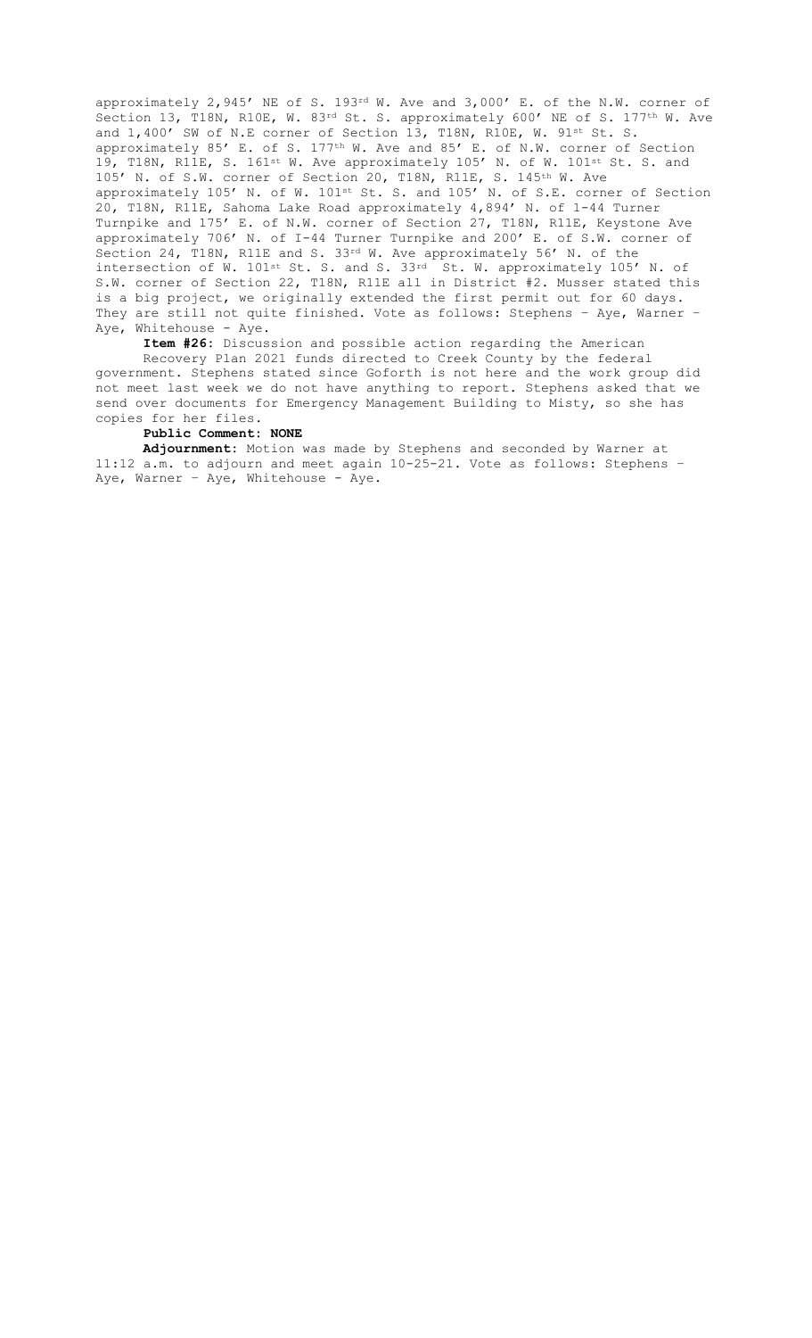approximately 2,945' NE of S. 193rd W. Ave and 3,000' E. of the N.W. corner of Section 13, T18N, R10E, W. 83rd St. S. approximately 600' NE of S. 177th W. Ave and 1,400' SW of N.E corner of Section 13, T18N, R10E, W. 91st St. S. approximately 85' E. of S. 177th W. Ave and 85' E. of N.W. corner of Section 19, T18N, R11E, S. 161st W. Ave approximately 105' N. of W. 101st St. S. and 105' N. of S.W. corner of Section 20, T18N, R11E, S. 145th W. Ave approximately 105' N. of W. 101st St. S. and 105' N. of S.E. corner of Section 20, T18N, R11E, Sahoma Lake Road approximately 4,894' N. of 1-44 Turner Turnpike and 175' E. of N.W. corner of Section 27, T18N, R11E, Keystone Ave approximately 706' N. of I-44 Turner Turnpike and 200' E. of S.W. corner of Section 24, T18N, R11E and S. 33rd W. Ave approximately 56' N. of the intersection of W. 101st St. S. and S. 33rd St. W. approximately 105' N. of S.W. corner of Section 22, T18N, R11E all in District #2. Musser stated this is a big project, we originally extended the first permit out for 60 days. They are still not quite finished. Vote as follows: Stephens – Aye, Warner – Aye, Whitehouse - Aye.

**Item #26:** Discussion and possible action regarding the American Recovery Plan 2021 funds directed to Creek County by the federal government. Stephens stated since Goforth is not here and the work group did not meet last week we do not have anything to report. Stephens asked that we send over documents for Emergency Management Building to Misty, so she has copies for her files.

**Public Comment: NONE**

**Adjournment:** Motion was made by Stephens and seconded by Warner at 11:12 a.m. to adjourn and meet again 10-25-21. Vote as follows: Stephens – Aye, Warner – Aye, Whitehouse - Aye.